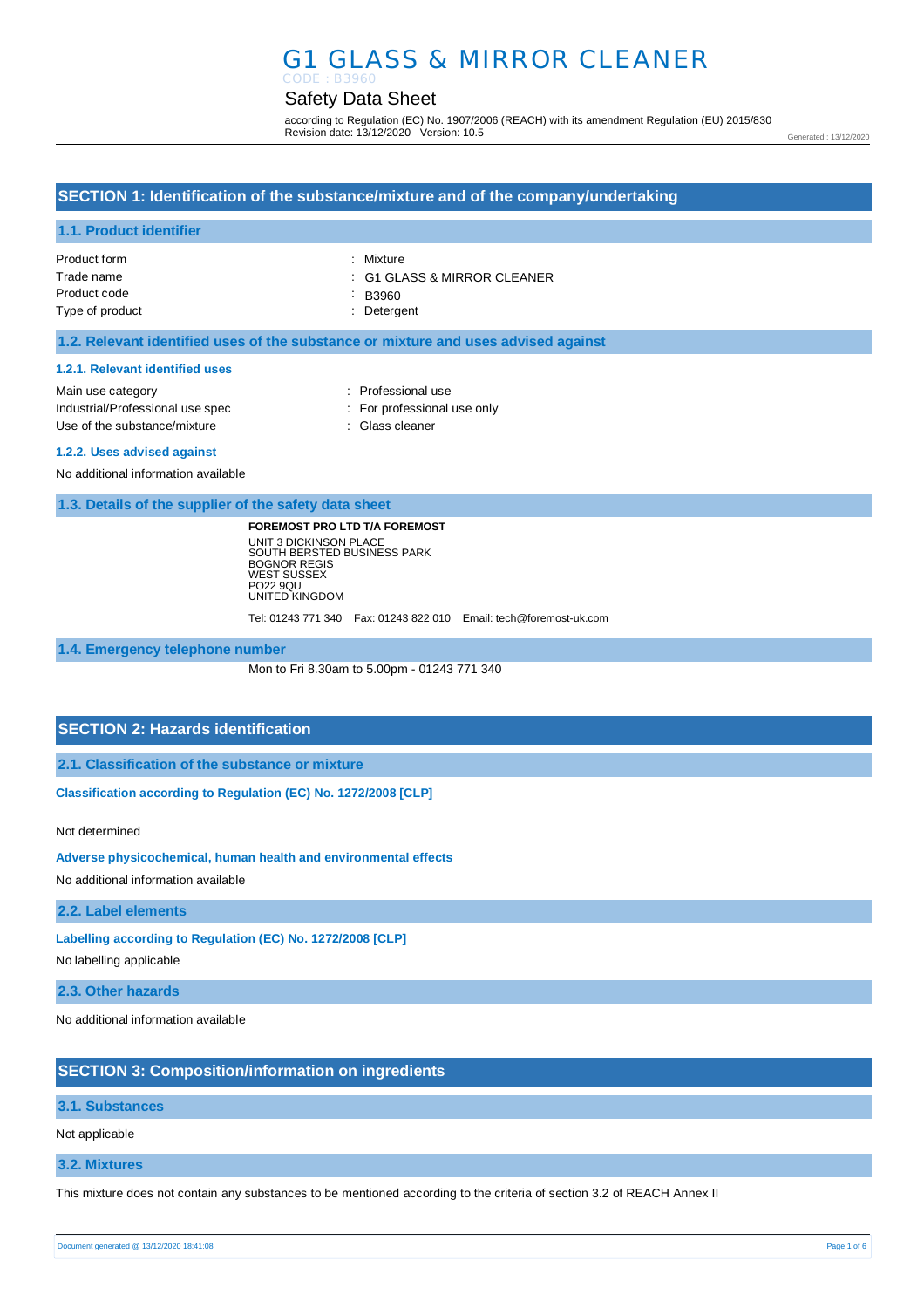# G1 GLASS & MIRROR CLEANER

CODE : B3960

## Safety Data Sheet

according to Regulation (EC) No. 1907/2006 (REACH) with its amendment Regulation (EU) 2015/830
Revision date: 13/12/2020 Version: 10.5

Generated : 13/12/2020

## SECTION 1: Identification of the substance/mixture and of the company/undertaking

### 1.1. Product identifier

| | |
|---|---|
| Product form | : Mixture |
| Trade name | : G1 GLASS & MIRROR CLEANER |
| Product code | : B3960 |
| Type of product | : Detergent |

### 1.2. Relevant identified uses of the substance or mixture and uses advised against

#### 1.2.1. Relevant identified uses

| | |
|---|---|
| Main use category | : Professional use |
| Industrial/Professional use spec | : For professional use only |
| Use of the substance/mixture | : Glass cleaner |

#### 1.2.2. Uses advised against

No additional information available

### 1.3. Details of the supplier of the safety data sheet

**FOREMOST PRO LTD T/A FOREMOST**
UNIT 3 DICKINSON PLACE
SOUTH BERSTED BUSINESS PARK
BOGNOR REGIS
WEST SUSSEX
PO22 9QU
UNITED KINGDOM

Tel: 01243 771 340 Fax: 01243 822 010 Email: tech@foremost-uk.com

### 1.4. Emergency telephone number

Mon to Fri 8.30am to 5.00pm - 01243 771 340

## SECTION 2: Hazards identification

### 2.1. Classification of the substance or mixture

**Classification according to Regulation (EC) No. 1272/2008 [CLP]**

Not determined

**Adverse physicochemical, human health and environmental effects**

No additional information available

### 2.2. Label elements

**Labelling according to Regulation (EC) No. 1272/2008 [CLP]**

No labelling applicable

### 2.3. Other hazards

No additional information available

## SECTION 3: Composition/information on ingredients

### 3.1. Substances

Not applicable

### 3.2. Mixtures

This mixture does not contain any substances to be mentioned according to the criteria of section 3.2 of REACH Annex II

Document generated @ 13/12/2020 18:41:08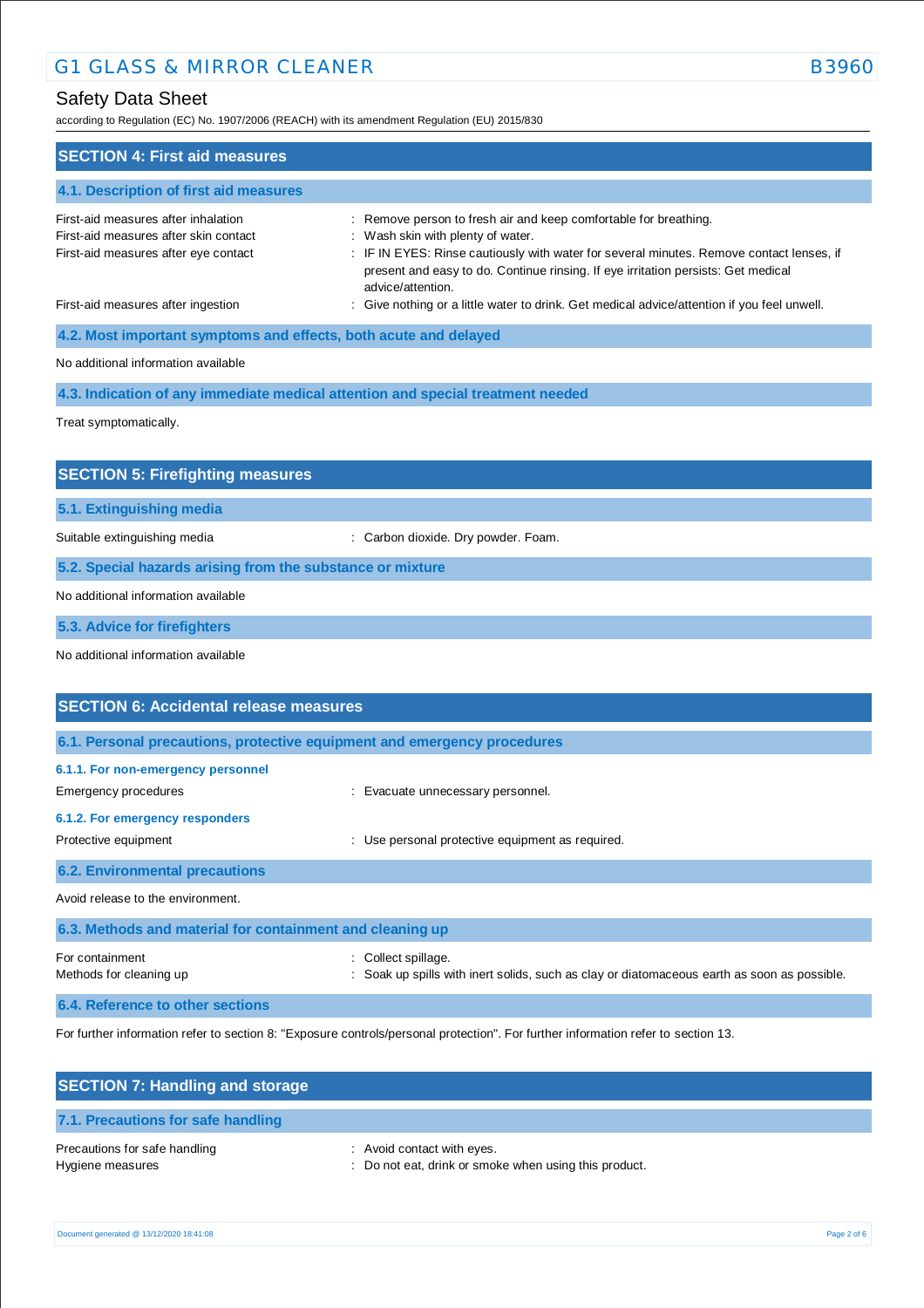## SECTION 4: First aid measures

### 4.1. Description of first aid measures

| | |
|---|---|
| First-aid measures after inhalation | : Remove person to fresh air and keep comfortable for breathing. |
| First-aid measures after skin contact | : Wash skin with plenty of water. |
| First-aid measures after eye contact | : IF IN EYES: Rinse cautiously with water for several minutes. Remove contact lenses, if present and easy to do. Continue rinsing. If eye irritation persists: Get medical advice/attention. |
| First-aid measures after ingestion | : Give nothing or a little water to drink. Get medical advice/attention if you feel unwell. |

### 4.2. Most important symptoms and effects, both acute and delayed

No additional information available

### 4.3. Indication of any immediate medical attention and special treatment needed

Treat symptomatically.

## SECTION 5: Firefighting measures

### 5.1. Extinguishing media

| | |
|---|---|
| Suitable extinguishing media | : Carbon dioxide. Dry powder. Foam. |

### 5.2. Special hazards arising from the substance or mixture

No additional information available

### 5.3. Advice for firefighters

No additional information available

## SECTION 6: Accidental release measures

### 6.1. Personal precautions, protective equipment and emergency procedures

#### 6.1.1. For non-emergency personnel

| | |
|---|---|
| Emergency procedures | : Evacuate unnecessary personnel. |

#### 6.1.2. For emergency responders

| | |
|---|---|
| Protective equipment | : Use personal protective equipment as required. |

### 6.2. Environmental precautions

Avoid release to the environment.

### 6.3. Methods and material for containment and cleaning up

| | |
|---|---|
| For containment | : Collect spillage. |
| Methods for cleaning up | : Soak up spills with inert solids, such as clay or diatomaceous earth as soon as possible. |

### 6.4. Reference to other sections

For further information refer to section 8: "Exposure controls/personal protection". For further information refer to section 13.

## SECTION 7: Handling and storage

### 7.1. Precautions for safe handling

| | |
|---|---|
| Precautions for safe handling | : Avoid contact with eyes. |
| Hygiene measures | : Do not eat, drink or smoke when using this product. |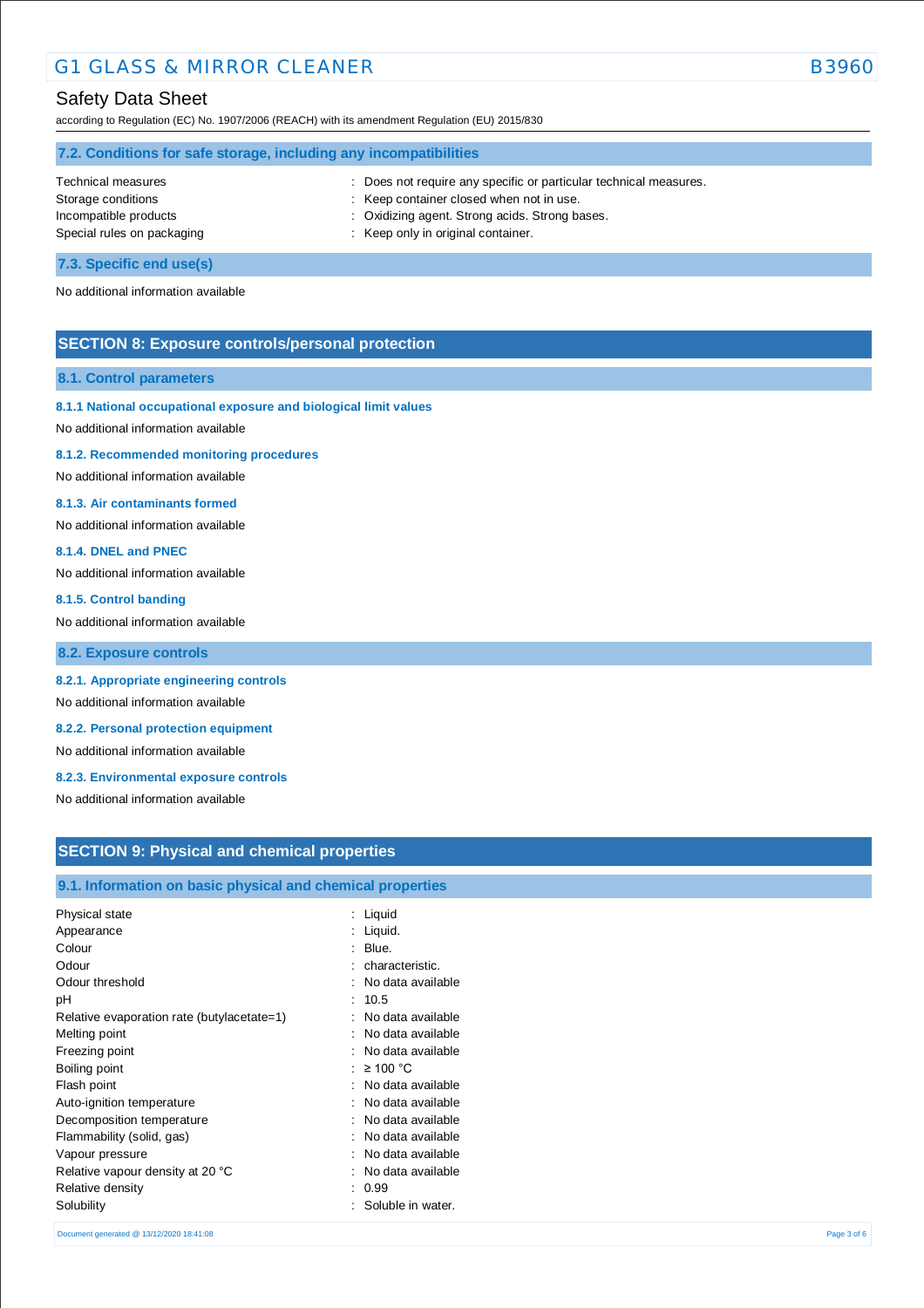### 7.2. Conditions for safe storage, including any incompatibilities

| | |
|---|---|
| Technical measures | : Does not require any specific or particular technical measures. |
| Storage conditions | : Keep container closed when not in use. |
| Incompatible products | : Oxidizing agent. Strong acids. Strong bases. |
| Special rules on packaging | : Keep only in original container. |

### 7.3. Specific end use(s)

No additional information available

## SECTION 8: Exposure controls/personal protection

### 8.1. Control parameters

#### 8.1.1 National occupational exposure and biological limit values

No additional information available

#### 8.1.2. Recommended monitoring procedures

No additional information available

#### 8.1.3. Air contaminants formed

No additional information available

#### 8.1.4. DNEL and PNEC

No additional information available

#### 8.1.5. Control banding

No additional information available

### 8.2. Exposure controls

#### 8.2.1. Appropriate engineering controls

No additional information available

#### 8.2.2. Personal protection equipment

No additional information available

#### 8.2.3. Environmental exposure controls

No additional information available

## SECTION 9: Physical and chemical properties

### 9.1. Information on basic physical and chemical properties

| | |
|---|---|
| Physical state | : Liquid |
| Appearance | : Liquid. |
| Colour | : Blue. |
| Odour | : characteristic. |
| Odour threshold | : No data available |
| pH | : 10.5 |
| Relative evaporation rate (butylacetate=1) | : No data available |
| Melting point | : No data available |
| Freezing point | : No data available |
| Boiling point | : ≥ 100 °C |
| Flash point | : No data available |
| Auto-ignition temperature | : No data available |
| Decomposition temperature | : No data available |
| Flammability (solid, gas) | : No data available |
| Vapour pressure | : No data available |
| Relative vapour density at 20 °C | : No data available |
| Relative density | : 0.99 |
| Solubility | : Soluble in water. |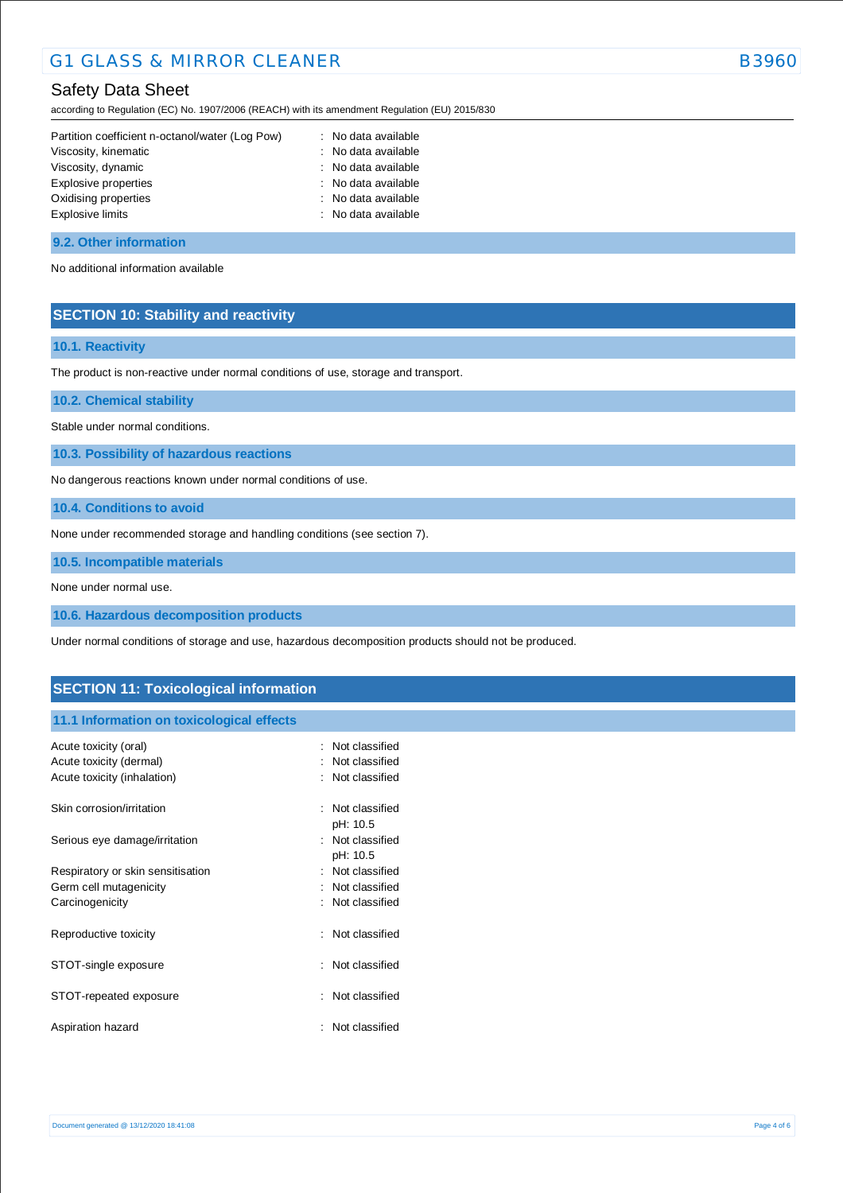| | |
|---|---|
| Partition coefficient n-octanol/water (Log Pow) | : No data available |
| Viscosity, kinematic | : No data available |
| Viscosity, dynamic | : No data available |
| Explosive properties | : No data available |
| Oxidising properties | : No data available |
| Explosive limits | : No data available |

### 9.2. Other information

No additional information available

## SECTION 10: Stability and reactivity

### 10.1. Reactivity

The product is non-reactive under normal conditions of use, storage and transport.

### 10.2. Chemical stability

Stable under normal conditions.

### 10.3. Possibility of hazardous reactions

No dangerous reactions known under normal conditions of use.

### 10.4. Conditions to avoid

None under recommended storage and handling conditions (see section 7).

### 10.5. Incompatible materials

None under normal use.

### 10.6. Hazardous decomposition products

Under normal conditions of storage and use, hazardous decomposition products should not be produced.

## SECTION 11: Toxicological information

### 11.1 Information on toxicological effects

| | |
|---|---|
| Acute toxicity (oral) | : Not classified |
| Acute toxicity (dermal) | : Not classified |
| Acute toxicity (inhalation) | : Not classified |
| Skin corrosion/irritation | : Not classified<br>pH: 10.5 |
| Serious eye damage/irritation | : Not classified<br>pH: 10.5 |
| Respiratory or skin sensitisation | : Not classified |
| Germ cell mutagenicity | : Not classified |
| Carcinogenicity | : Not classified |
| Reproductive toxicity | : Not classified |
| STOT-single exposure | : Not classified |
| STOT-repeated exposure | : Not classified |
| Aspiration hazard | : Not classified |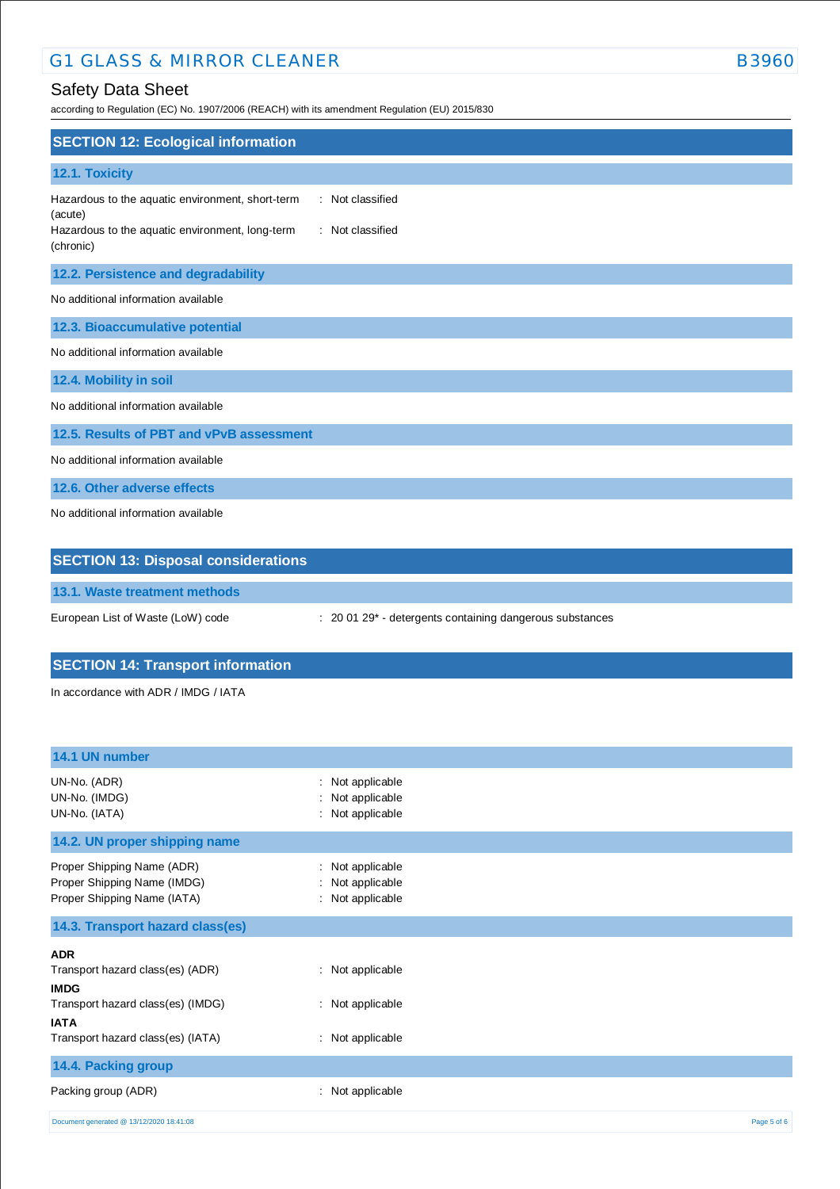## SECTION 12: Ecological information

### 12.1. Toxicity

| | |
|---|---|
| Hazardous to the aquatic environment, short-term (acute) | : Not classified |
| Hazardous to the aquatic environment, long-term (chronic) | : Not classified |

### 12.2. Persistence and degradability

No additional information available

### 12.3. Bioaccumulative potential

No additional information available

### 12.4. Mobility in soil

No additional information available

### 12.5. Results of PBT and vPvB assessment

No additional information available

### 12.6. Other adverse effects

No additional information available

## SECTION 13: Disposal considerations

### 13.1. Waste treatment methods

| | |
|---|---|
| European List of Waste (LoW) code | : 20 01 29* - detergents containing dangerous substances |

## SECTION 14: Transport information

In accordance with ADR / IMDG / IATA

### 14.1 UN number

| | |
|---|---|
| UN-No. (ADR) | : Not applicable |
| UN-No. (IMDG) | : Not applicable |
| UN-No. (IATA) | : Not applicable |

### 14.2. UN proper shipping name

| | |
|---|---|
| Proper Shipping Name (ADR) | : Not applicable |
| Proper Shipping Name (IMDG) | : Not applicable |
| Proper Shipping Name (IATA) | : Not applicable |

### 14.3. Transport hazard class(es)

**ADR**

| | |
|---|---|
| Transport hazard class(es) (ADR) | : Not applicable |

**IMDG**

| | |
|---|---|
| Transport hazard class(es) (IMDG) | : Not applicable |

**IATA**

| | |
|---|---|
| Transport hazard class(es) (IATA) | : Not applicable |

### 14.4. Packing group

| | |
|---|---|
| Packing group (ADR) | : Not applicable |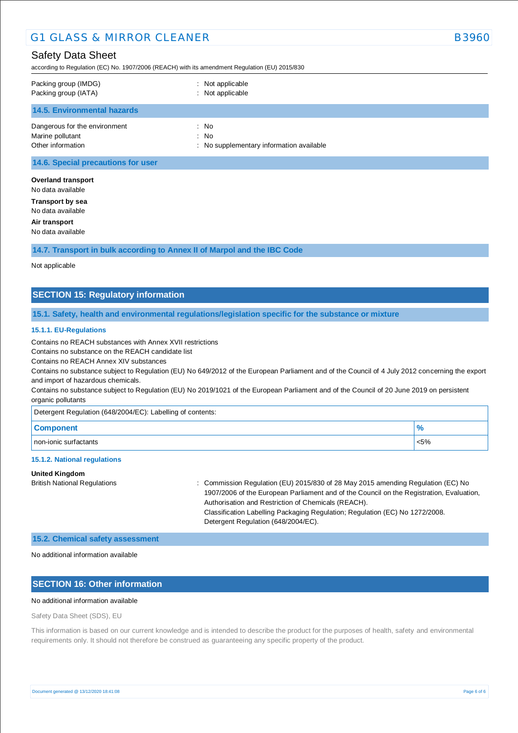| | |
|---|---|
| Packing group (IMDG) | : Not applicable |
| Packing group (IATA) | : Not applicable |

### 14.5. Environmental hazards

| | |
|---|---|
| Dangerous for the environment | : No |
| Marine pollutant | : No |
| Other information | : No supplementary information available |

### 14.6. Special precautions for user

**Overland transport**

No data available

**Transport by sea**

No data available

**Air transport**

No data available

### 14.7. Transport in bulk according to Annex II of Marpol and the IBC Code

Not applicable

## SECTION 15: Regulatory information

### 15.1. Safety, health and environmental regulations/legislation specific for the substance or mixture

#### 15.1.1. EU-Regulations

Contains no REACH substances with Annex XVII restrictions
Contains no substance on the REACH candidate list
Contains no REACH Annex XIV substances
Contains no substance subject to Regulation (EU) No 649/2012 of the European Parliament and of the Council of 4 July 2012 concerning the export and import of hazardous chemicals.
Contains no substance subject to Regulation (EU) No 2019/1021 of the European Parliament and of the Council of 20 June 2019 on persistent organic pollutants

Detergent Regulation (648/2004/EC): Labelling of contents:

| Component | % |
|---|---|
| non-ionic surfactants | <5% |

#### 15.1.2. National regulations

**United Kingdom**

British National Regulations : Commission Regulation (EU) 2015/830 of 28 May 2015 amending Regulation (EC) No 1907/2006 of the European Parliament and of the Council on the Registration, Evaluation, Authorisation and Restriction of Chemicals (REACH).
Classification Labelling Packaging Regulation; Regulation (EC) No 1272/2008.
Detergent Regulation (648/2004/EC).

### 15.2. Chemical safety assessment

No additional information available

## SECTION 16: Other information

No additional information available

Safety Data Sheet (SDS), EU

This information is based on our current knowledge and is intended to describe the product for the purposes of health, safety and environmental requirements only. It should not therefore be construed as guaranteeing any specific property of the product.